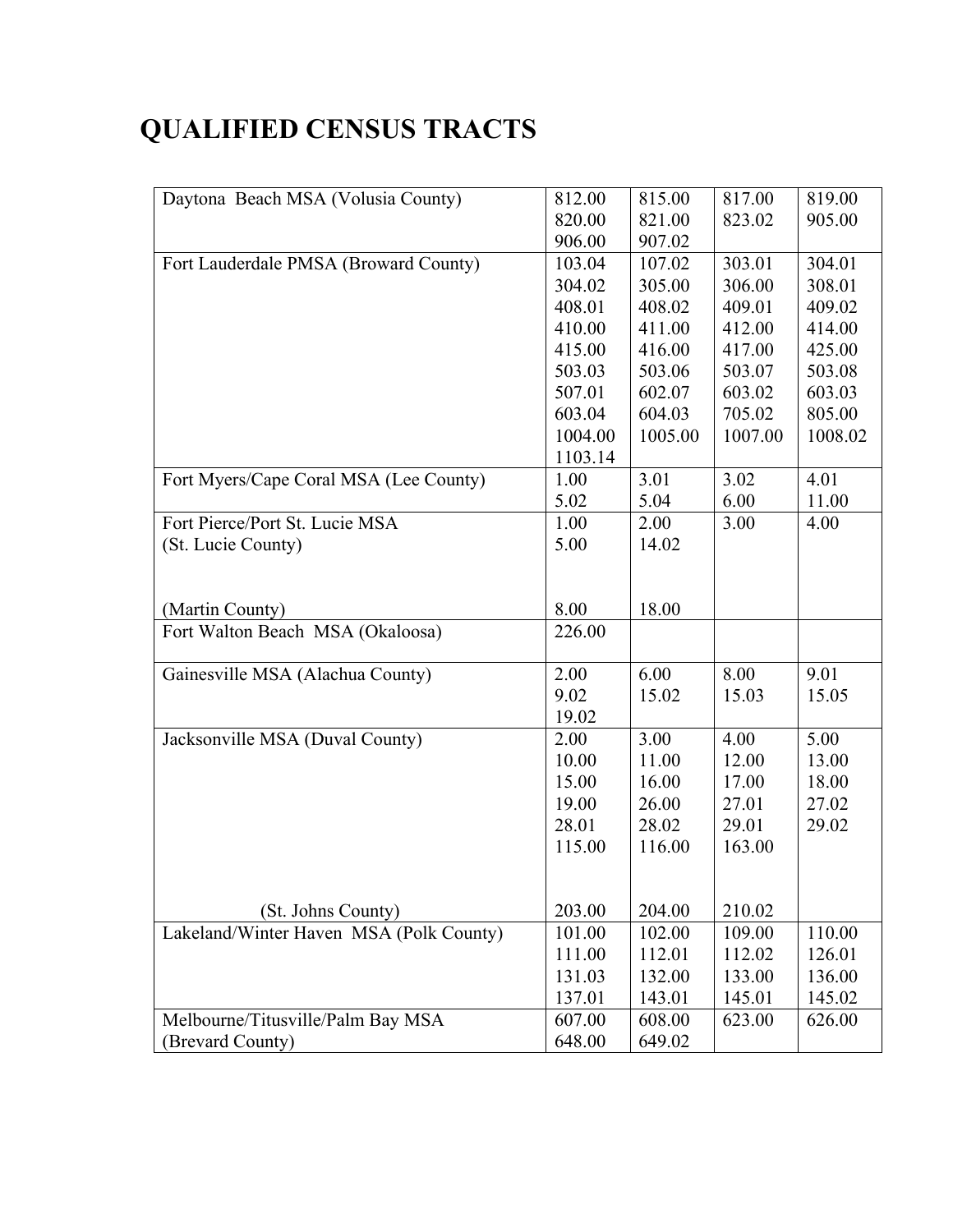# QUALIFIED CENSUS TRACTS

| | | | | |
|---|---|---|---|---|
| Daytona Beach MSA (Volusia County) | 812.00 | 815.00 | 817.00 | 819.00 |
| | 820.00 | 821.00 | 823.02 | 905.00 |
| | 906.00 | 907.02 | | |
| Fort Lauderdale PMSA (Broward County) | 103.04 | 107.02 | 303.01 | 304.01 |
| | 304.02 | 305.00 | 306.00 | 308.01 |
| | 408.01 | 408.02 | 409.01 | 409.02 |
| | 410.00 | 411.00 | 412.00 | 414.00 |
| | 415.00 | 416.00 | 417.00 | 425.00 |
| | 503.03 | 503.06 | 503.07 | 503.08 |
| | 507.01 | 602.07 | 603.02 | 603.03 |
| | 603.04 | 604.03 | 705.02 | 805.00 |
| | 1004.00 | 1005.00 | 1007.00 | 1008.02 |
| | 1103.14 | | | |
| Fort Myers/Cape Coral MSA (Lee County) | 1.00 | 3.01 | 3.02 | 4.01 |
| | 5.02 | 5.04 | 6.00 | 11.00 |
| Fort Pierce/Port St. Lucie MSA (St. Lucie County) | 1.00 | 2.00 | 3.00 | 4.00 |
| | 5.00 | 14.02 | | |
| (Martin County) | 8.00 | 18.00 | | |
| Fort Walton Beach MSA (Okaloosa) | 226.00 | | | |
| Gainesville MSA (Alachua County) | 2.00 | 6.00 | 8.00 | 9.01 |
| | 9.02 | 15.02 | 15.03 | 15.05 |
| | 19.02 | | | |
| Jacksonville MSA (Duval County) | 2.00 | 3.00 | 4.00 | 5.00 |
| | 10.00 | 11.00 | 12.00 | 13.00 |
| | 15.00 | 16.00 | 17.00 | 18.00 |
| | 19.00 | 26.00 | 27.01 | 27.02 |
| | 28.01 | 28.02 | 29.01 | 29.02 |
| | 115.00 | 116.00 | 163.00 | |
| (St. Johns County) | 203.00 | 204.00 | 210.02 | |
| Lakeland/Winter Haven MSA (Polk County) | 101.00 | 102.00 | 109.00 | 110.00 |
| | 111.00 | 112.01 | 112.02 | 126.01 |
| | 131.03 | 132.00 | 133.00 | 136.00 |
| | 137.01 | 143.01 | 145.01 | 145.02 |
| Melbourne/Titusville/Palm Bay MSA (Brevard County) | 607.00 | 608.00 | 623.00 | 626.00 |
| | 648.00 | 649.02 | | |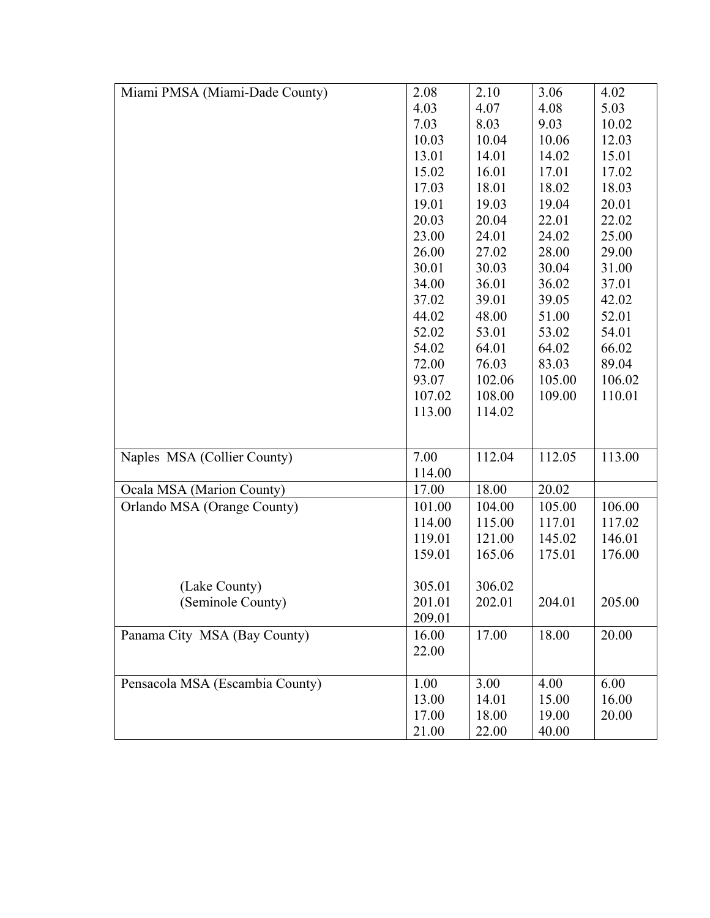| | | | | |
|---|---|---|---|---|
| Miami PMSA (Miami-Dade County) | 2.08 | 2.10 | 3.06 | 4.02 |
| | 4.03 | 4.07 | 4.08 | 5.03 |
| | 7.03 | 8.03 | 9.03 | 10.02 |
| | 10.03 | 10.04 | 10.06 | 12.03 |
| | 13.01 | 14.01 | 14.02 | 15.01 |
| | 15.02 | 16.01 | 17.01 | 17.02 |
| | 17.03 | 18.01 | 18.02 | 18.03 |
| | 19.01 | 19.03 | 19.04 | 20.01 |
| | 20.03 | 20.04 | 22.01 | 22.02 |
| | 23.00 | 24.01 | 24.02 | 25.00 |
| | 26.00 | 27.02 | 28.00 | 29.00 |
| | 30.01 | 30.03 | 30.04 | 31.00 |
| | 34.00 | 36.01 | 36.02 | 37.01 |
| | 37.02 | 39.01 | 39.05 | 42.02 |
| | 44.02 | 48.00 | 51.00 | 52.01 |
| | 52.02 | 53.01 | 53.02 | 54.01 |
| | 54.02 | 64.01 | 64.02 | 66.02 |
| | 72.00 | 76.03 | 83.03 | 89.04 |
| | 93.07 | 102.06 | 105.00 | 106.02 |
| | 107.02 | 108.00 | 109.00 | 110.01 |
| | 113.00 | 114.02 | | |
| Naples MSA (Collier County) | 7.00 | 112.04 | 112.05 | 113.00 |
| | 114.00 | | | |
| Ocala MSA (Marion County) | 17.00 | 18.00 | 20.02 | |
| Orlando MSA (Orange County) | 101.00 | 104.00 | 105.00 | 106.00 |
| | 114.00 | 115.00 | 117.01 | 117.02 |
| | 119.01 | 121.00 | 145.02 | 146.01 |
| | 159.01 | 165.06 | 175.01 | 176.00 |
| (Lake County) | 305.01 | 306.02 | | |
| (Seminole County) | 201.01 | 202.01 | 204.01 | 205.00 |
| | 209.01 | | | |
| Panama City MSA (Bay County) | 16.00 | 17.00 | 18.00 | 20.00 |
| | 22.00 | | | |
| Pensacola MSA (Escambia County) | 1.00 | 3.00 | 4.00 | 6.00 |
| | 13.00 | 14.01 | 15.00 | 16.00 |
| | 17.00 | 18.00 | 19.00 | 20.00 |
| | 21.00 | 22.00 | 40.00 | |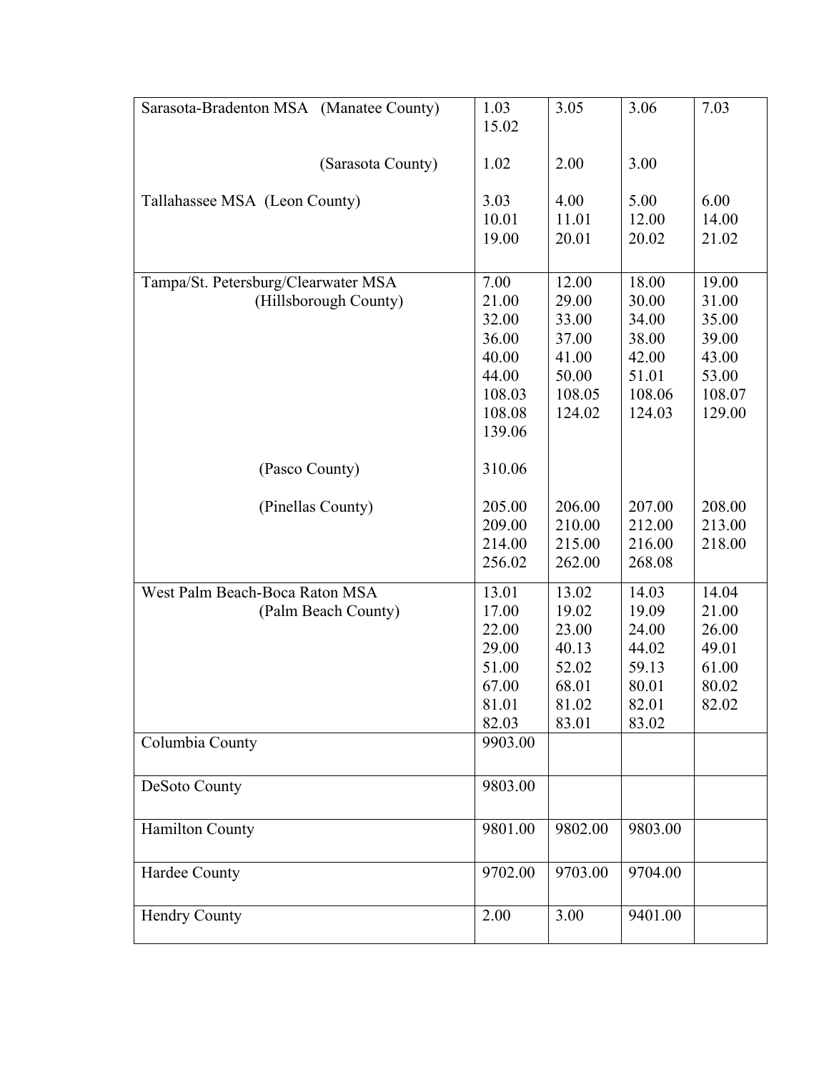| | | | | |
|---|---|---|---|---|
| Sarasota-Bradenton MSA (Manatee County) | 1.03 | 3.05 | 3.06 | 7.03 |
| | 15.02 | | | |
| (Sarasota County) | 1.02 | 2.00 | 3.00 | |
| Tallahassee MSA (Leon County) | 3.03 | 4.00 | 5.00 | 6.00 |
| | 10.01 | 11.01 | 12.00 | 14.00 |
| | 19.00 | 20.01 | 20.02 | 21.02 |
| Tampa/St. Petersburg/Clearwater MSA (Hillsborough County) | 7.00 | 12.00 | 18.00 | 19.00 |
| | 21.00 | 29.00 | 30.00 | 31.00 |
| | 32.00 | 33.00 | 34.00 | 35.00 |
| | 36.00 | 37.00 | 38.00 | 39.00 |
| | 40.00 | 41.00 | 42.00 | 43.00 |
| | 44.00 | 50.00 | 51.01 | 53.00 |
| | 108.03 | 108.05 | 108.06 | 108.07 |
| | 108.08 | 124.02 | 124.03 | 129.00 |
| | 139.06 | | | |
| (Pasco County) | 310.06 | | | |
| (Pinellas County) | 205.00 | 206.00 | 207.00 | 208.00 |
| | 209.00 | 210.00 | 212.00 | 213.00 |
| | 214.00 | 215.00 | 216.00 | 218.00 |
| | 256.02 | 262.00 | 268.08 | |
| West Palm Beach-Boca Raton MSA (Palm Beach County) | 13.01 | 13.02 | 14.03 | 14.04 |
| | 17.00 | 19.02 | 19.09 | 21.00 |
| | 22.00 | 23.00 | 24.00 | 26.00 |
| | 29.00 | 40.13 | 44.02 | 49.01 |
| | 51.00 | 52.02 | 59.13 | 61.00 |
| | 67.00 | 68.01 | 80.01 | 80.02 |
| | 81.01 | 81.02 | 82.01 | 82.02 |
| | 82.03 | 83.01 | 83.02 | |
| Columbia County | 9903.00 | | | |
| DeSoto County | 9803.00 | | | |
| Hamilton County | 9801.00 | 9802.00 | 9803.00 | |
| Hardee County | 9702.00 | 9703.00 | 9704.00 | |
| Hendry County | 2.00 | 3.00 | 9401.00 | |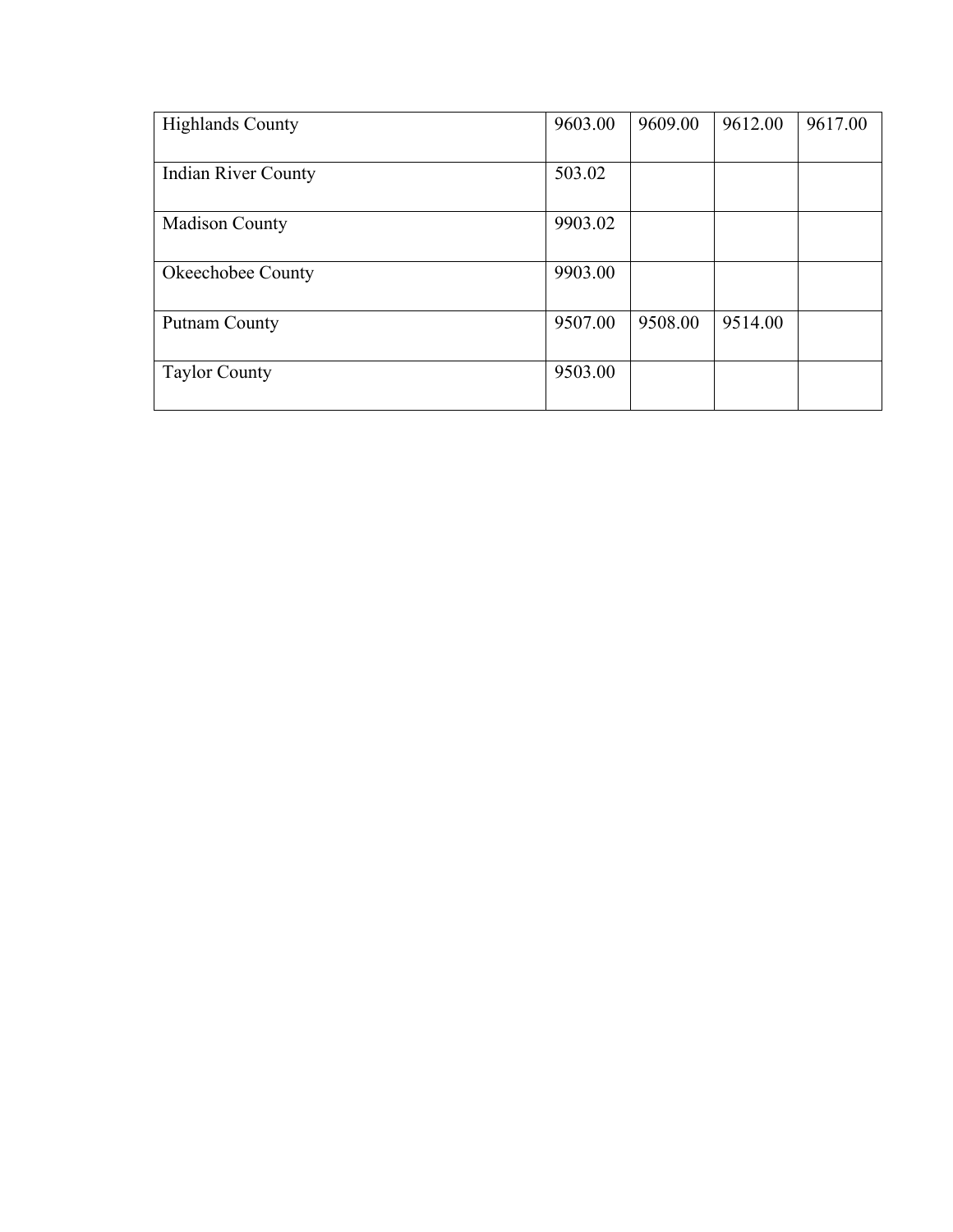| | | | | |
|---|---|---|---|---|
| Highlands County | 9603.00 | 9609.00 | 9612.00 | 9617.00 |
| Indian River County | 503.02 | | | |
| Madison County | 9903.02 | | | |
| Okeechobee County | 9903.00 | | | |
| Putnam County | 9507.00 | 9508.00 | 9514.00 | |
| Taylor County | 9503.00 | | | |